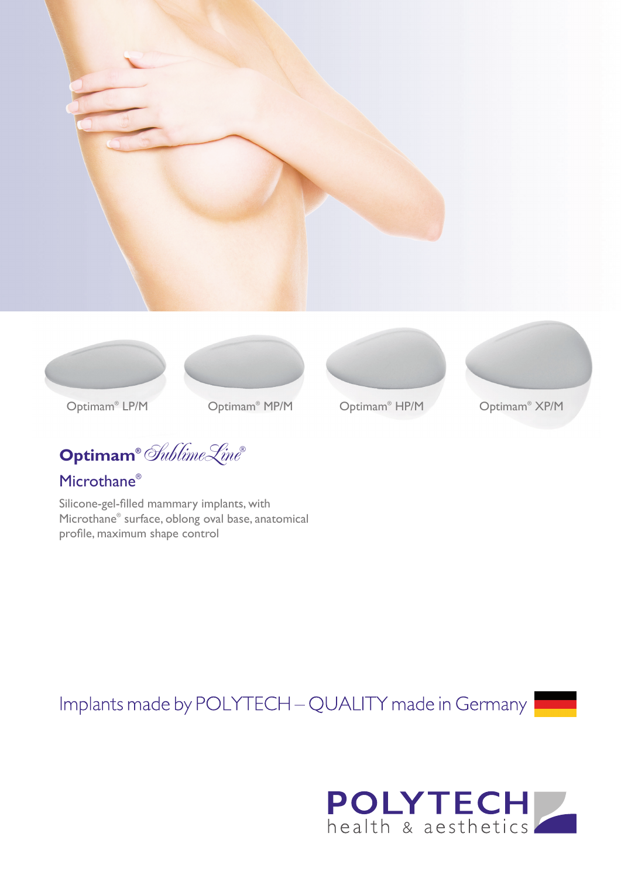Optimam® LP/M

Optimam® MP/M

Optimam® HP/M

Optimam® XP/M

# Optimam® SublimeLine®

## Microthane®

Silicone-gel-filled mammary implants, with Microthane® surface, oblong oval base, anatomical profile, maximum shape control

Implants made by POLYTECH – QUALITY made in Germany

**POLYTECH** health & aesthetics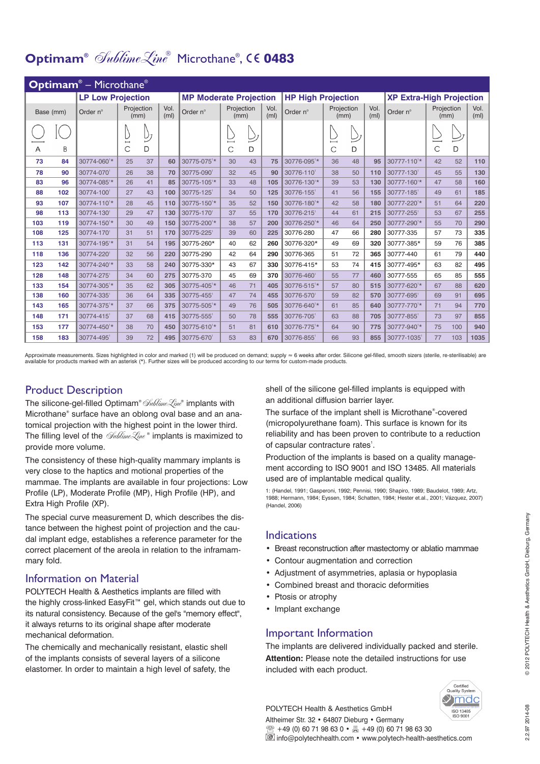# Optimam® SublimeLine® Microthane®, CE 0483

| Optimam® – Microthane® | | | | | | | | | | | | | | | | | |
|---|---|---|---|---|---|---|---|---|---|---|---|---|---|---|---|---|---|
| | | LP Low Projection | | | | MP Moderate Projection | | | | HP High Projection | | | | XP Extra-High Projection | | | |
| Base (mm) | | Order n° | Projection (mm) | | Vol. (ml) | Order n° | Projection (mm) | | Vol. (ml) | Order n° | Projection (mm) | | Vol. (ml) | Order n° | Projection (mm) | | Vol. (ml) |
| A | B | | C | D | | | C | D | | | C | D | | | C | D | |
| 73 | 84 | 30774-060[1]* | 25 | 37 | 60 | 30775-075[1]* | 30 | 43 | 75 | 30776-095[1]* | 36 | 48 | 95 | 30777-110[1]* | 42 | 52 | 110 |
| 78 | 90 | 30774-070[1] | 26 | 38 | 70 | 30775-090[1] | 32 | 45 | 90 | 30776-110[1] | 38 | 50 | 110 | 30777-130[1] | 45 | 55 | 130 |
| 83 | 96 | 30774-085[1]* | 26 | 41 | 85 | 30775-105[1]* | 33 | 48 | 105 | 30776-130[1]* | 39 | 53 | 130 | 30777-160[1]* | 47 | 58 | 160 |
| 88 | 102 | 30774-100[1] | 27 | 43 | 100 | 30775-125[1] | 34 | 50 | 125 | 30776-155[1] | 41 | 56 | 155 | 30777-185[1] | 49 | 61 | 185 |
| 93 | 107 | 30774-110[1]* | 28 | 45 | 110 | 30775-150[1]* | 35 | 52 | 150 | 30776-180[1]* | 42 | 58 | 180 | 30777-220[1]* | 51 | 64 | 220 |
| 98 | 113 | 30774-130[1] | 29 | 47 | 130 | 30775-170[1] | 37 | 55 | 170 | 30776-215[1] | 44 | 61 | 215 | 30777-255[1] | 53 | 67 | 255 |
| 103 | 119 | 30774-150[1]* | 30 | 49 | 150 | 30775-200[1]* | 38 | 57 | 200 | 30776-250[1]* | 46 | 64 | 250 | 30777-290[1]* | 55 | 70 | 290 |
| 108 | 125 | 30774-170[1] | 31 | 51 | 170 | 30775-225[1] | 39 | 60 | 225 | 30776-280 | 47 | 66 | 280 | 30777-335 | 57 | 73 | 335 |
| 113 | 131 | 30774-195[1]* | 31 | 54 | 195 | 30775-260* | 40 | 62 | 260 | 30776-320* | 49 | 69 | 320 | 30777-385* | 59 | 76 | 385 |
| 118 | 136 | 30774-220[1] | 32 | 56 | 220 | 30775-290 | 42 | 64 | 290 | 30776-365 | 51 | 72 | 365 | 30777-440 | 61 | 79 | 440 |
| 123 | 142 | 30774-240[1]* | 33 | 58 | 240 | 30775-330* | 43 | 67 | 330 | 30776-415* | 53 | 74 | 415 | 30777-495* | 63 | 82 | 495 |
| 128 | 148 | 30774-275[1] | 34 | 60 | 275 | 30775-370 | 45 | 69 | 370 | 30776-460[1] | 55 | 77 | 460 | 30777-555 | 65 | 85 | 555 |
| 133 | 154 | 30774-305[1]* | 35 | 62 | 305 | 30775-405[1]* | 46 | 71 | 405 | 30776-515[1]* | 57 | 80 | 515 | 30777-620[1]* | 67 | 88 | 620 |
| 138 | 160 | 30774-335[1] | 36 | 64 | 335 | 30775-455[1] | 47 | 74 | 455 | 30776-570[1] | 59 | 82 | 570 | 30777-695[1] | 69 | 91 | 695 |
| 143 | 165 | 30774-375[1]* | 37 | 66 | 375 | 30775-505[1]* | 49 | 76 | 505 | 30776-640[1]* | 61 | 85 | 640 | 30777-770[1]* | 71 | 94 | 770 |
| 148 | 171 | 30774-415[1] | 37 | 68 | 415 | 30775-555[1] | 50 | 78 | 555 | 30776-705[1] | 63 | 88 | 705 | 30777-855[1] | 73 | 97 | 855 |
| 153 | 177 | 30774-450[1]* | 38 | 70 | 450 | 30775-610[1]* | 51 | 81 | 610 | 30776-775[1]* | 64 | 90 | 775 | 30777-940[1]* | 75 | 100 | 940 |
| 158 | 183 | 30774-495[1] | 39 | 72 | 495 | 30775-670[1] | 53 | 83 | 670 | 30776-855[1] | 66 | 93 | 855 | 30777-1035[1] | 77 | 103 | 1035 |

Approximate measurements. Sizes highlighted in color and marked (1) will be produced on demand; supply ≈ 6 weeks after order. Silicone gel-filled, smooth sizers (sterile, re-sterilisable) are available for products marked with an asterisk (*). Further sizes will be produced according to our terms for custom-made products.

## Product Description

The silicone-gel-filled Optimam® SublimeLine® implants with Microthane® surface have an oblong oval base and an anatomical projection with the highest point in the lower third. The filling level of the SublimeLine® implants is maximized to provide more volume.

The consistency of these high-quality mammary implants is very close to the haptics and motional properties of the mammae. The implants are available in four projections: Low Profile (LP), Moderate Profile (MP), High Profile (HP), and Extra High Profile (XP).

The special curve measurement D, which describes the distance between the highest point of projection and the caudal implant edge, establishes a reference parameter for the correct placement of the areola in relation to the inframammary fold.

## Information on Material

POLYTECH Health & Aesthetics implants are filled with the highly cross-linked EasyFit™ gel, which stands out due to its natural consistency. Because of the gel's "memory effect", it always returns to its original shape after moderate mechanical deformation.

The chemically and mechanically resistant, elastic shell of the implants consists of several layers of a silicone elastomer. In order to maintain a high level of safety, the shell of the silicone gel-filled implants is equipped with an additional diffusion barrier layer.

The surface of the implant shell is Microthane®-covered (micropolyurethane foam). This surface is known for its reliability and has been proven to contribute to a reduction of capsular contracture rates[1].

Production of the implants is based on a quality management according to ISO 9001 and ISO 13485. All materials used are of implantable medical quality.

1: (Handel, 1991; Gasperoni, 1992; Pennisi, 1990; Shapiro, 1989; Baudelot, 1989; Artz, 1988; Hermann, 1984; Eyssen, 1984; Schatten, 1984; Hester et.al., 2001; Vázquez, 2007) (Handel, 2006)

## Indications

- Breast reconstruction after mastectomy or ablatio mammae
- Contour augmentation and correction
- Adjustment of asymmetries, aplasia or hypoplasia
- Combined breast and thoracic deformities
- Ptosis or atrophy
- Implant exchange

## Important Information

The implants are delivered individually packed and sterile.
**Attention:** Please note the detailed instructions for use included with each product.

Certified Quality System mdc ISO 13485 ISO 9001

POLYTECH Health & Aesthetics GmbH
Altheimer Str. 32 • 64807 Dieburg • Germany
+49 (0) 60 71 98 63 0 • +49 (0) 60 71 98 63 30
info@polytechhealth.com • www.polytech-health-aesthetics.com

© 2012 POLYTECH Health & Aesthetics GmbH, Dieburg, Germany

2.2.97 2014-08